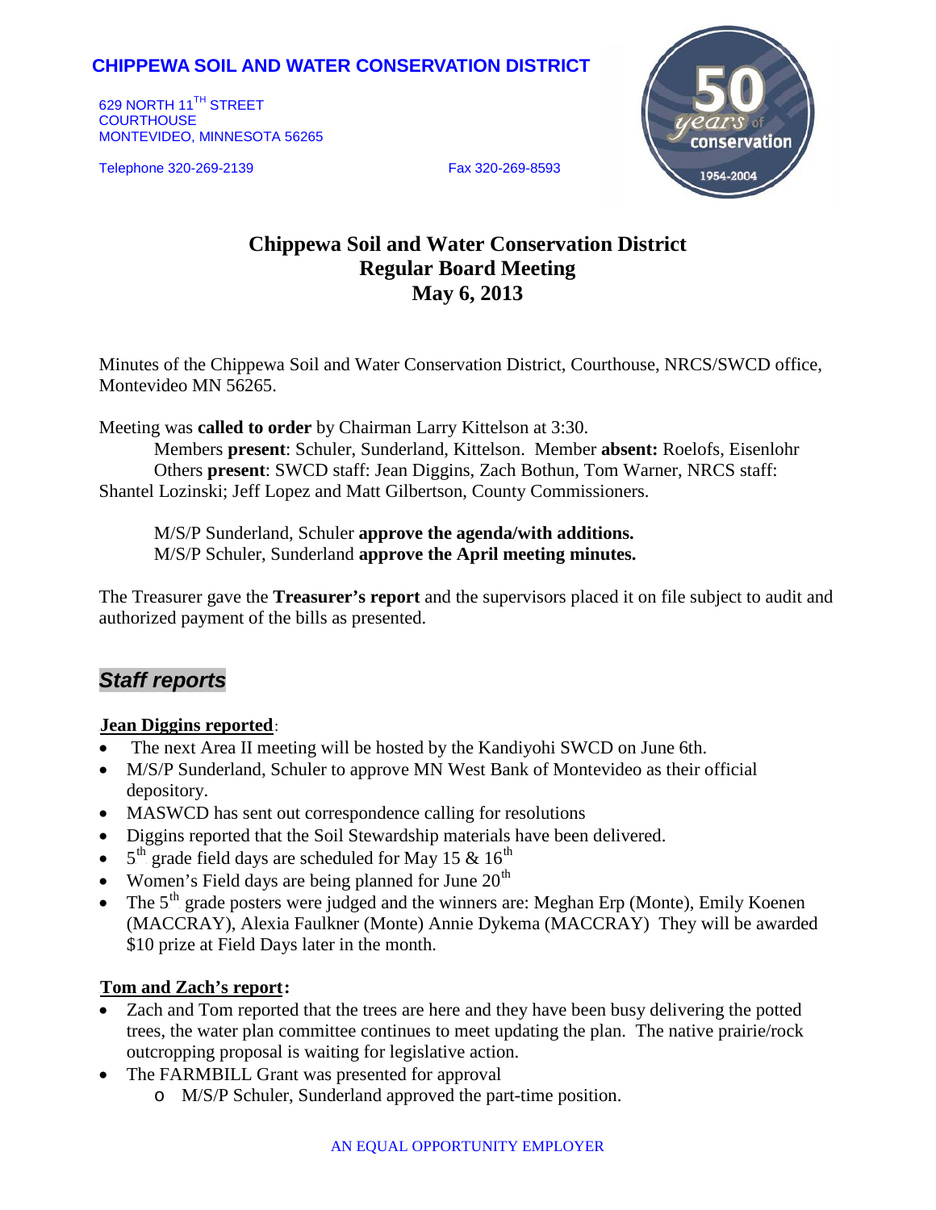**CHIPPEWA SOIL AND WATER CONSERVATION DISTRICT**

629 NORTH 11TH STREET
COURTHOUSE
MONTEVIDEO, MINNESOTA 56265

Telephone 320-269-2139 Fax 320-269-8593

# Chippewa Soil and Water Conservation District
# Regular Board Meeting
# May 6, 2013

Minutes of the Chippewa Soil and Water Conservation District, Courthouse, NRCS/SWCD office, Montevideo MN 56265.

Meeting was **called to order** by Chairman Larry Kittelson at 3:30.

Members **present**: Schuler, Sunderland, Kittelson. Member **absent:** Roelofs, Eisenlohr

Others **present**: SWCD staff: Jean Diggins, Zach Bothun, Tom Warner, NRCS staff: Shantel Lozinski; Jeff Lopez and Matt Gilbertson, County Commissioners.

M/S/P Sunderland, Schuler **approve the agenda/with additions.**
M/S/P Schuler, Sunderland **approve the April meeting minutes.**

The Treasurer gave the **Treasurer's report** and the supervisors placed it on file subject to audit and authorized payment of the bills as presented.

## *Staff reports*

**Jean Diggins reported**:

- The next Area II meeting will be hosted by the Kandiyohi SWCD on June 6th.
- M/S/P Sunderland, Schuler to approve MN West Bank of Montevideo as their official depository.
- MASWCD has sent out correspondence calling for resolutions
- Diggins reported that the Soil Stewardship materials have been delivered.
- 5th grade field days are scheduled for May 15 & 16th
- Women's Field days are being planned for June 20th
- The 5th grade posters were judged and the winners are: Meghan Erp (Monte), Emily Koenen (MACCRAY), Alexia Faulkner (Monte) Annie Dykema (MACCRAY) They will be awarded $10 prize at Field Days later in the month.

**Tom and Zach's report:**

- Zach and Tom reported that the trees are here and they have been busy delivering the potted trees, the water plan committee continues to meet updating the plan. The native prairie/rock outcropping proposal is waiting for legislative action.
- The FARMBILL Grant was presented for approval
  - M/S/P Schuler, Sunderland approved the part-time position.

AN EQUAL OPPORTUNITY EMPLOYER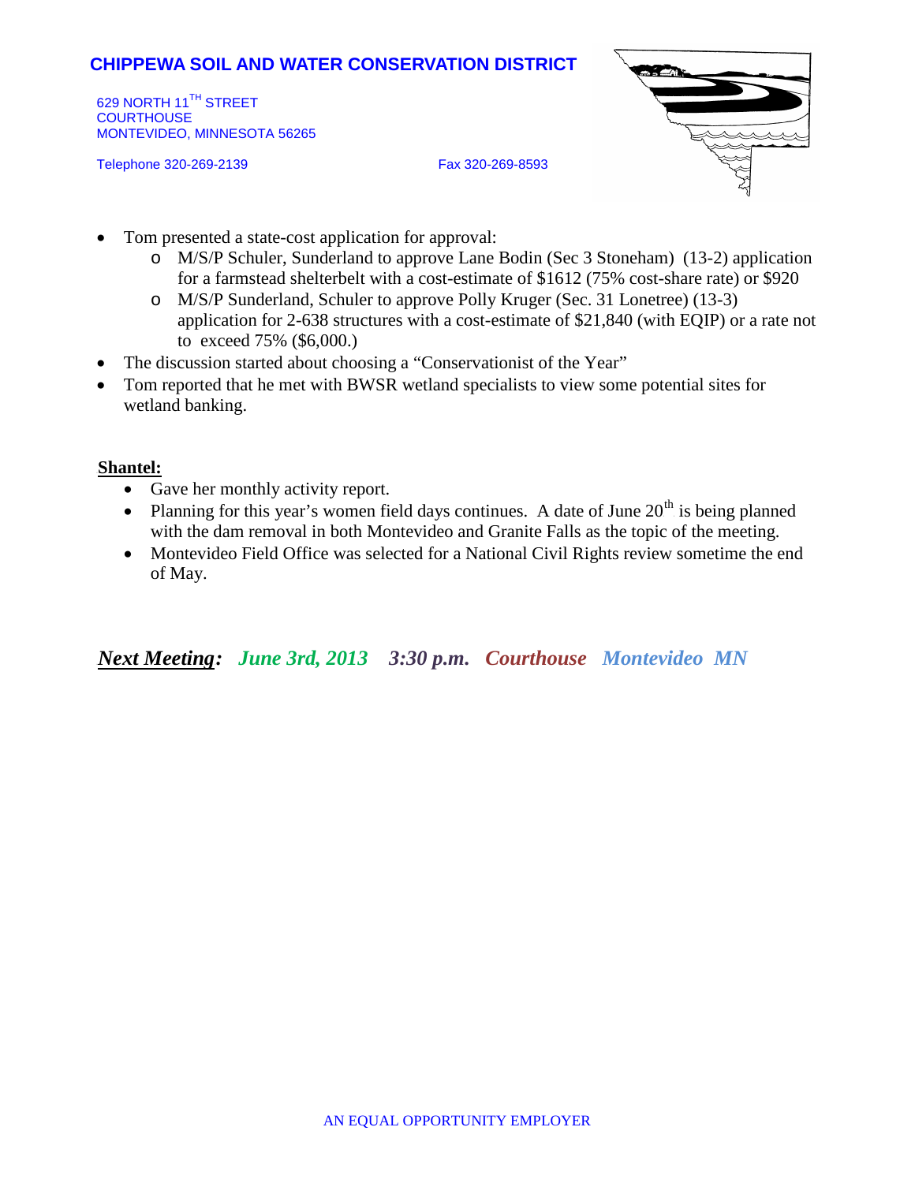**CHIPPEWA SOIL AND WATER CONSERVATION DISTRICT**

629 NORTH 11TH STREET
COURTHOUSE
MONTEVIDEO, MINNESOTA 56265

Telephone 320-269-2139 Fax 320-269-8593

- Tom presented a state-cost application for approval:
  - M/S/P Schuler, Sunderland to approve Lane Bodin (Sec 3 Stoneham) (13-2) application for a farmstead shelterbelt with a cost-estimate of $1612 (75% cost-share rate) or $920
  - M/S/P Sunderland, Schuler to approve Polly Kruger (Sec. 31 Lonetree) (13-3) application for 2-638 structures with a cost-estimate of $21,840 (with EQIP) or a rate not to exceed 75% ($6,000.)
- The discussion started about choosing a "Conservationist of the Year"
- Tom reported that he met with BWSR wetland specialists to view some potential sites for wetland banking.

**Shantel:**

- Gave her monthly activity report.
- Planning for this year's women field days continues. A date of June 20th is being planned with the dam removal in both Montevideo and Granite Falls as the topic of the meeting.
- Montevideo Field Office was selected for a National Civil Rights review sometime the end of May.

***Next Meeting:*** ***June 3rd, 2013*** ***3:30 p.m.*** ***Courthouse*** ***Montevideo MN***

AN EQUAL OPPORTUNITY EMPLOYER